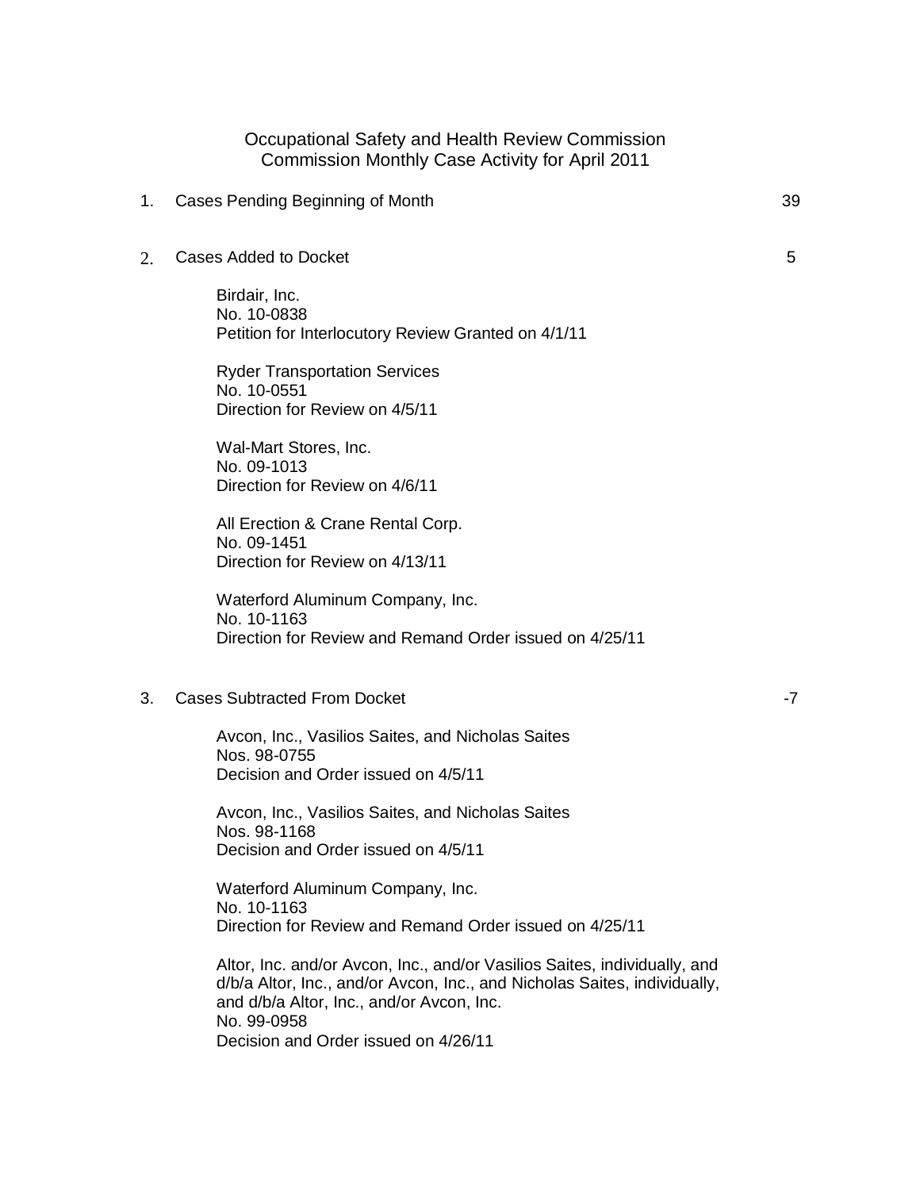# Occupational Safety and Health Review Commission
## Commission Monthly Case Activity for April 2011

1. Cases Pending Beginning of Month — 39

2. Cases Added to Docket — 5

   Birdair, Inc.
   No. 10-0838
   Petition for Interlocutory Review Granted on 4/1/11

   Ryder Transportation Services
   No. 10-0551
   Direction for Review on 4/5/11

   Wal-Mart Stores, Inc.
   No. 09-1013
   Direction for Review on 4/6/11

   All Erection & Crane Rental Corp.
   No. 09-1451
   Direction for Review on 4/13/11

   Waterford Aluminum Company, Inc.
   No. 10-1163
   Direction for Review and Remand Order issued on 4/25/11

3. Cases Subtracted From Docket — -7

   Avcon, Inc., Vasilios Saites, and Nicholas Saites
   Nos. 98-0755
   Decision and Order issued on 4/5/11

   Avcon, Inc., Vasilios Saites, and Nicholas Saites
   Nos. 98-1168
   Decision and Order issued on 4/5/11

   Waterford Aluminum Company, Inc.
   No. 10-1163
   Direction for Review and Remand Order issued on 4/25/11

   Altor, Inc. and/or Avcon, Inc., and/or Vasilios Saites, individually, and d/b/a Altor, Inc., and/or Avcon, Inc., and Nicholas Saites, individually, and d/b/a Altor, Inc., and/or Avcon, Inc.
   No. 99-0958
   Decision and Order issued on 4/26/11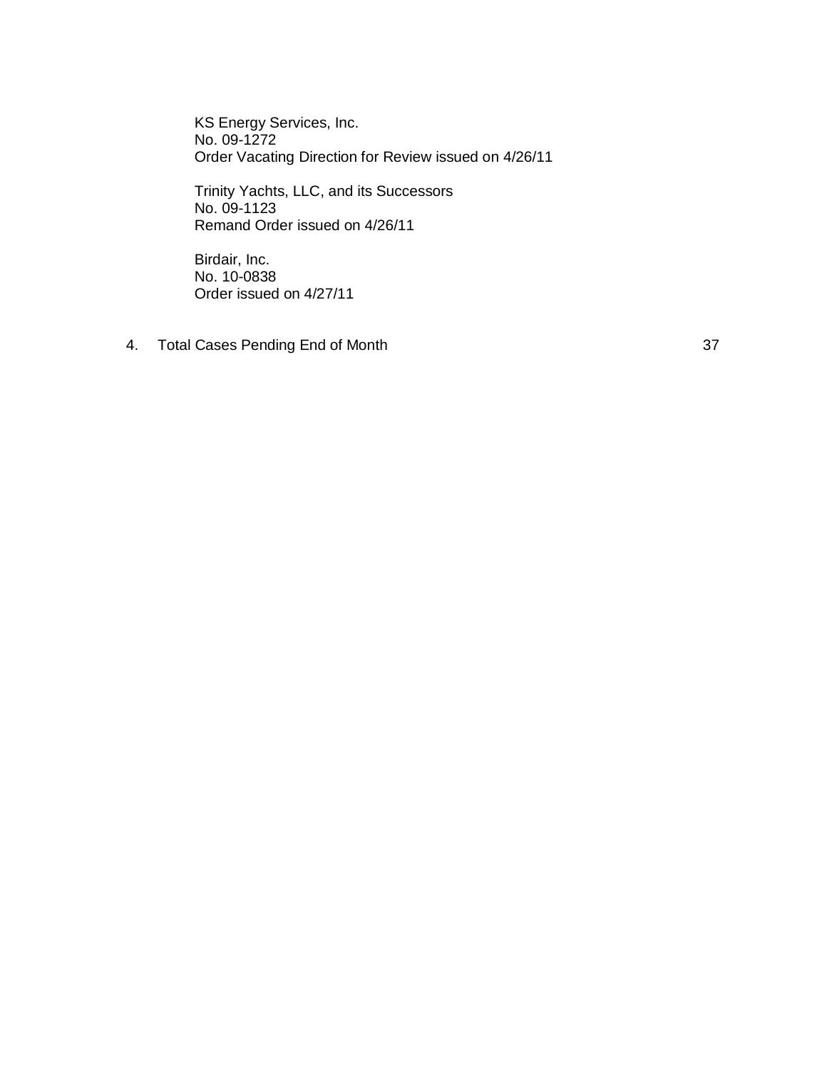KS Energy Services, Inc.
No. 09-1272
Order Vacating Direction for Review issued on 4/26/11

Trinity Yachts, LLC, and its Successors
No. 09-1123
Remand Order issued on 4/26/11

Birdair, Inc.
No. 10-0838
Order issued on 4/27/11

4. Total Cases Pending End of Month 37